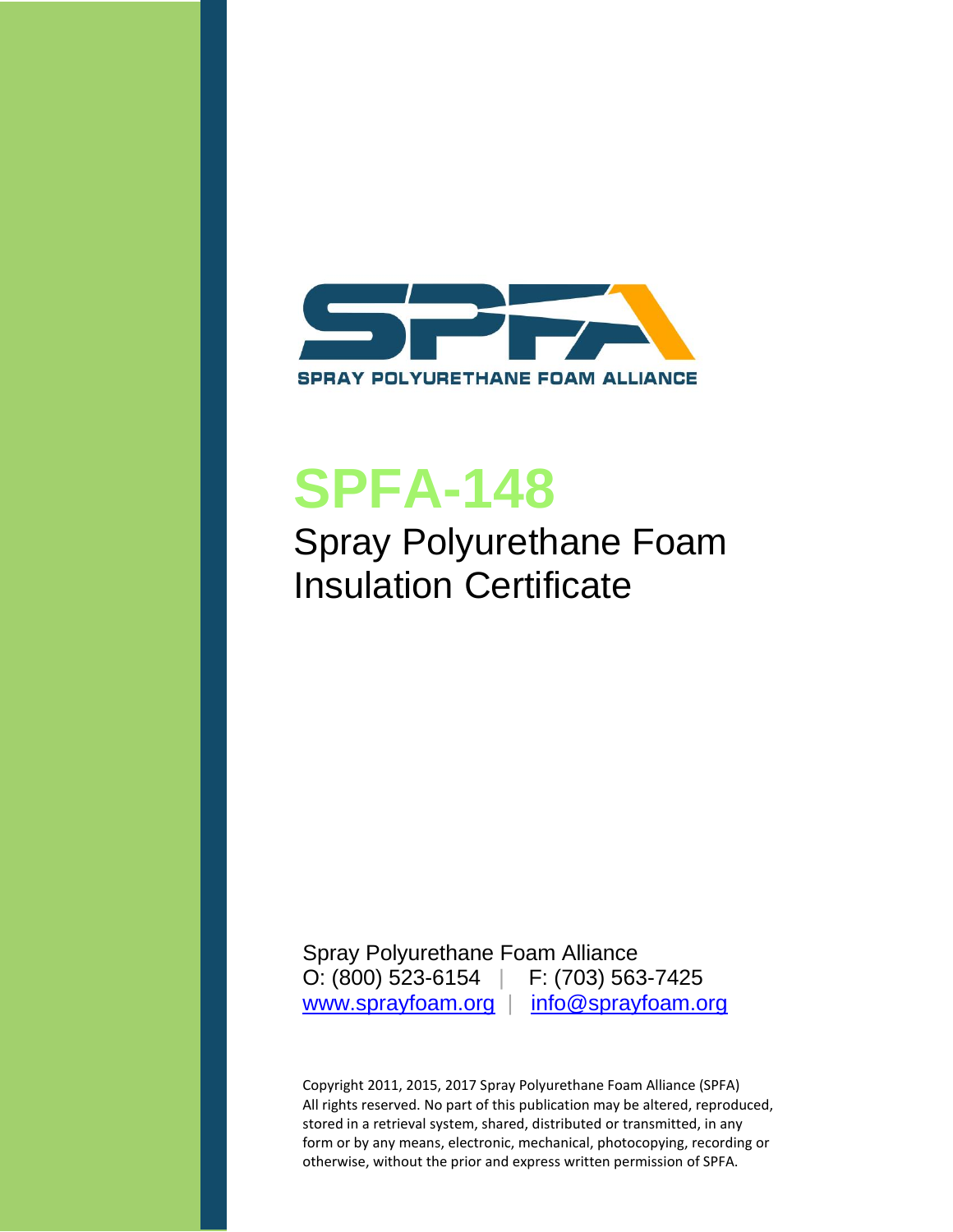SPRAY POLYURETHANE FOAM ALLIANCE

# SPFA-148

## Spray Polyurethane Foam Insulation Certificate

Spray Polyurethane Foam Alliance
O: (800) 523-6154 | F: (703) 563-7425
www.sprayfoam.org | info@sprayfoam.org

Copyright 2011, 2015, 2017 Spray Polyurethane Foam Alliance (SPFA)
All rights reserved. No part of this publication may be altered, reproduced, stored in a retrieval system, shared, distributed or transmitted, in any form or by any means, electronic, mechanical, photocopying, recording or otherwise, without the prior and express written permission of SPFA.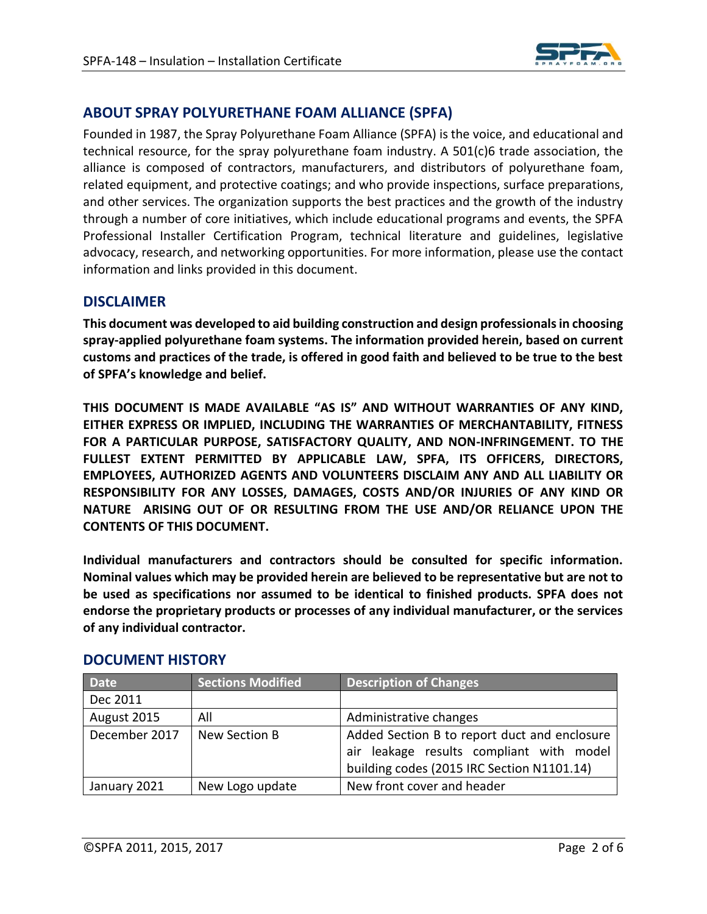## ABOUT SPRAY POLYURETHANE FOAM ALLIANCE (SPFA)

Founded in 1987, the Spray Polyurethane Foam Alliance (SPFA) is the voice, and educational and technical resource, for the spray polyurethane foam industry. A 501(c)6 trade association, the alliance is composed of contractors, manufacturers, and distributors of polyurethane foam, related equipment, and protective coatings; and who provide inspections, surface preparations, and other services. The organization supports the best practices and the growth of the industry through a number of core initiatives, which include educational programs and events, the SPFA Professional Installer Certification Program, technical literature and guidelines, legislative advocacy, research, and networking opportunities. For more information, please use the contact information and links provided in this document.

## DISCLAIMER

**This document was developed to aid building construction and design professionals in choosing spray-applied polyurethane foam systems. The information provided herein, based on current customs and practices of the trade, is offered in good faith and believed to be true to the best of SPFA's knowledge and belief.**

**THIS DOCUMENT IS MADE AVAILABLE "AS IS" AND WITHOUT WARRANTIES OF ANY KIND, EITHER EXPRESS OR IMPLIED, INCLUDING THE WARRANTIES OF MERCHANTABILITY, FITNESS FOR A PARTICULAR PURPOSE, SATISFACTORY QUALITY, AND NON-INFRINGEMENT. TO THE FULLEST EXTENT PERMITTED BY APPLICABLE LAW, SPFA, ITS OFFICERS, DIRECTORS, EMPLOYEES, AUTHORIZED AGENTS AND VOLUNTEERS DISCLAIM ANY AND ALL LIABILITY OR RESPONSIBILITY FOR ANY LOSSES, DAMAGES, COSTS AND/OR INJURIES OF ANY KIND OR NATURE ARISING OUT OF OR RESULTING FROM THE USE AND/OR RELIANCE UPON THE CONTENTS OF THIS DOCUMENT.**

**Individual manufacturers and contractors should be consulted for specific information. Nominal values which may be provided herein are believed to be representative but are not to be used as specifications nor assumed to be identical to finished products. SPFA does not endorse the proprietary products or processes of any individual manufacturer, or the services of any individual contractor.**

## DOCUMENT HISTORY

| Date | Sections Modified | Description of Changes |
|---|---|---|
| Dec 2011 | | |
| August 2015 | All | Administrative changes |
| December 2017 | New Section B | Added Section B to report duct and enclosure air leakage results compliant with model building codes (2015 IRC Section N1101.14) |
| January 2021 | New Logo update | New front cover and header |

©SPFA 2011, 2015, 2017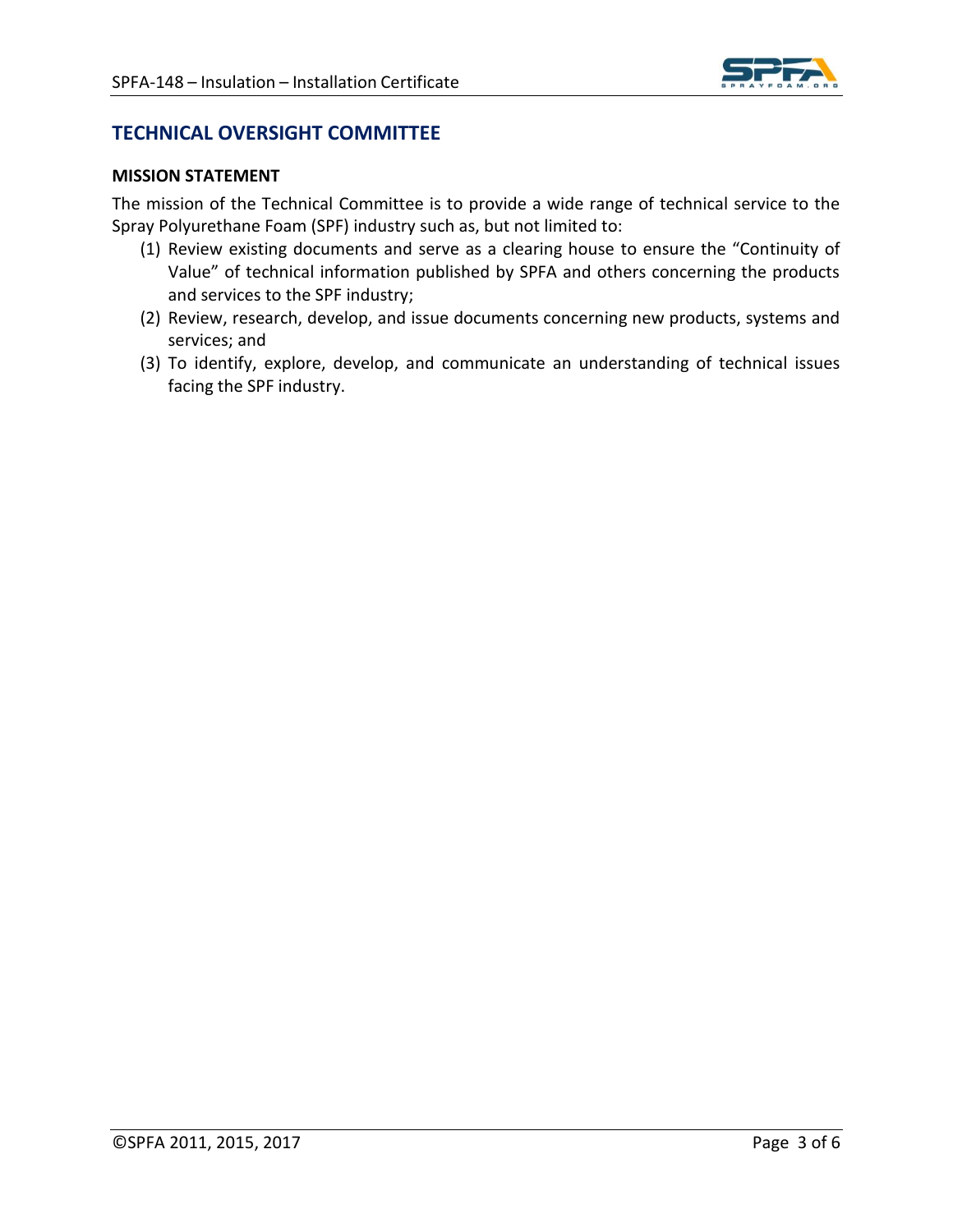## TECHNICAL OVERSIGHT COMMITTEE

### MISSION STATEMENT

The mission of the Technical Committee is to provide a wide range of technical service to the Spray Polyurethane Foam (SPF) industry such as, but not limited to:

(1) Review existing documents and serve as a clearing house to ensure the "Continuity of Value" of technical information published by SPFA and others concerning the products and services to the SPF industry;

(2) Review, research, develop, and issue documents concerning new products, systems and services; and

(3) To identify, explore, develop, and communicate an understanding of technical issues facing the SPF industry.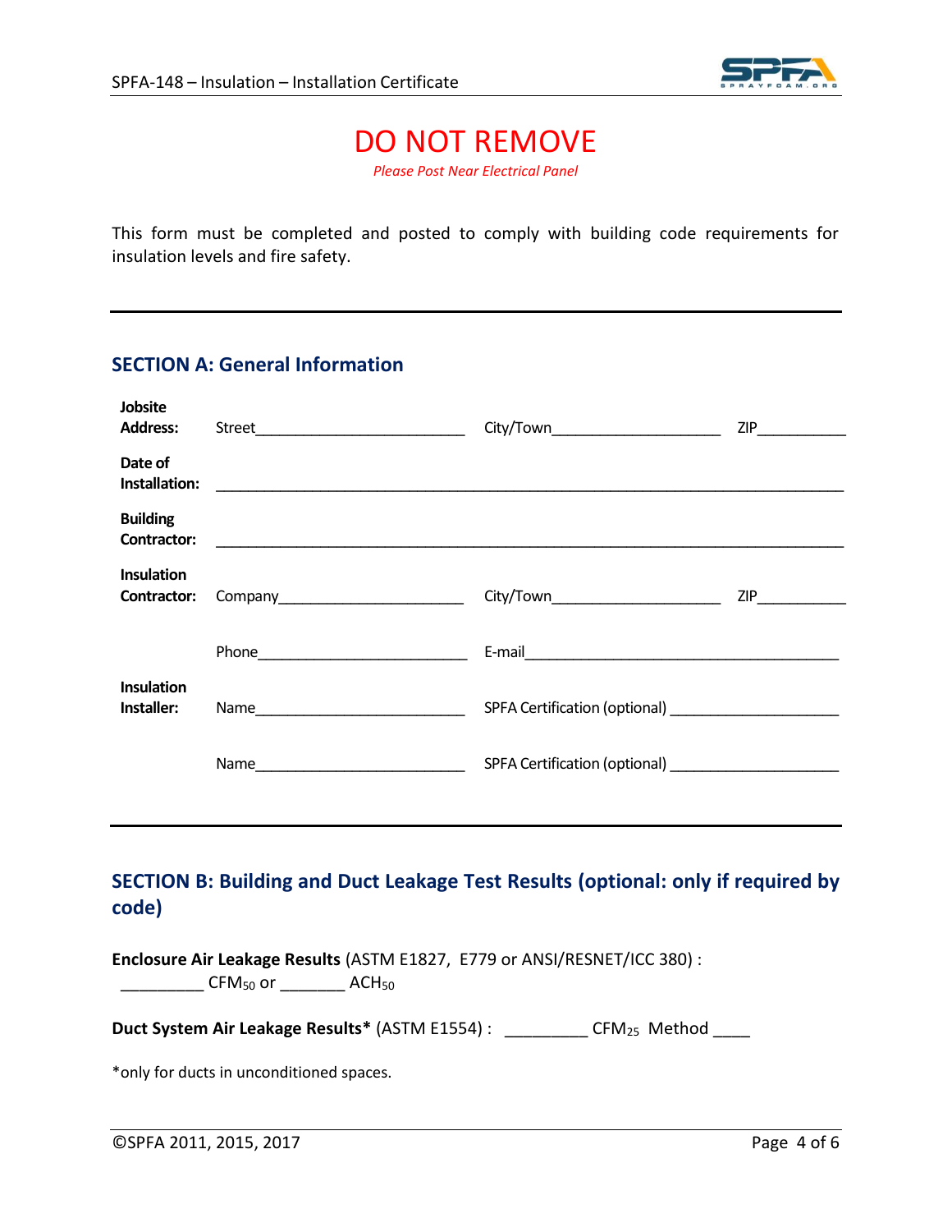# DO NOT REMOVE

*Please Post Near Electrical Panel*

This form must be completed and posted to comply with building code requirements for insulation levels and fire safety.

---

## SECTION A: General Information

**Jobsite Address:** Street__________________________ City/Town_____________________ ZIP___________

**Date of Installation:** ________________________________________________________________________

**Building Contractor:** ________________________________________________________________________

**Insulation Contractor:** Company______________________ City/Town_____________________ ZIP___________

Phone__________________________ E-mail_________________________________________

**Insulation Installer:** Name__________________________ SPFA Certification (optional) _____________________

Name__________________________ SPFA Certification (optional) _____________________

---

## SECTION B: Building and Duct Leakage Test Results (optional: only if required by code)

**Enclosure Air Leakage Results** (ASTM E1827, E779 or ANSI/RESNET/ICC 380) :
_________ $CFM_{50}$ or _______ $ACH_{50}$

**Duct System Air Leakage Results*** (ASTM E1554) : _________ $CFM_{25}$ Method ____

*only for ducts in unconditioned spaces.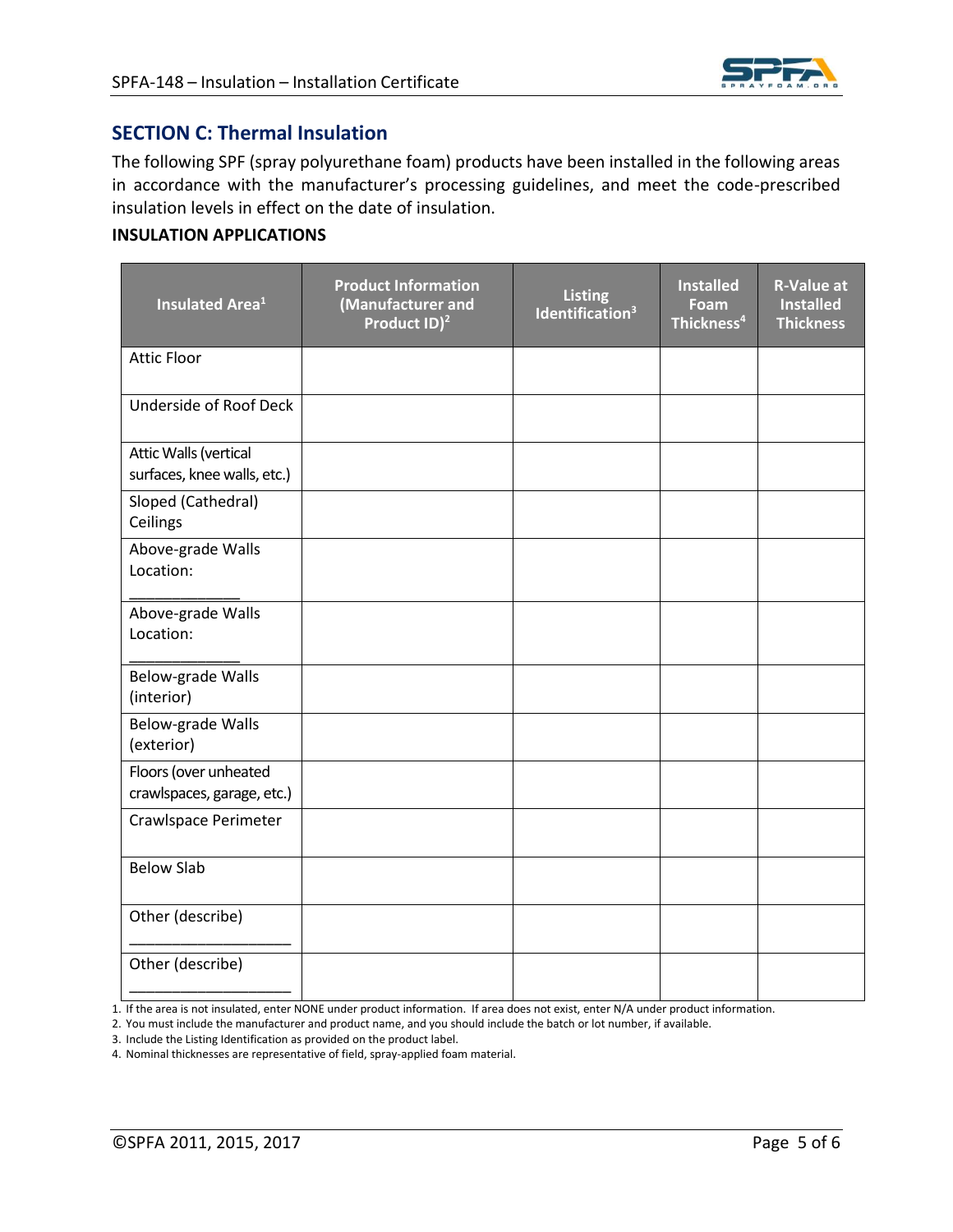## SECTION C: Thermal Insulation

The following SPF (spray polyurethane foam) products have been installed in the following areas in accordance with the manufacturer's processing guidelines, and meet the code-prescribed insulation levels in effect on the date of insulation.

**INSULATION APPLICATIONS**

| Insulated Area[1] | Product Information (Manufacturer and Product ID)[2] | Listing Identification[3] | Installed Foam Thickness[4] | R-Value at Installed Thickness |
|---|---|---|---|---|
| Attic Floor | | | | |
| Underside of Roof Deck | | | | |
| Attic Walls (vertical surfaces, knee walls, etc.) | | | | |
| Sloped (Cathedral) Ceilings | | | | |
| Above-grade Walls Location: ____________ | | | | |
| Above-grade Walls Location: ____________ | | | | |
| Below-grade Walls (interior) | | | | |
| Below-grade Walls (exterior) | | | | |
| Floors (over unheated crawlspaces, garage, etc.) | | | | |
| Crawlspace Perimeter | | | | |
| Below Slab | | | | |
| Other (describe) __________________ | | | | |
| Other (describe) __________________ | | | | |

1. If the area is not insulated, enter NONE under product information. If area does not exist, enter N/A under product information.
2. You must include the manufacturer and product name, and you should include the batch or lot number, if available.
3. Include the Listing Identification as provided on the product label.
4. Nominal thicknesses are representative of field, spray-applied foam material.

©SPFA 2011, 2015, 2017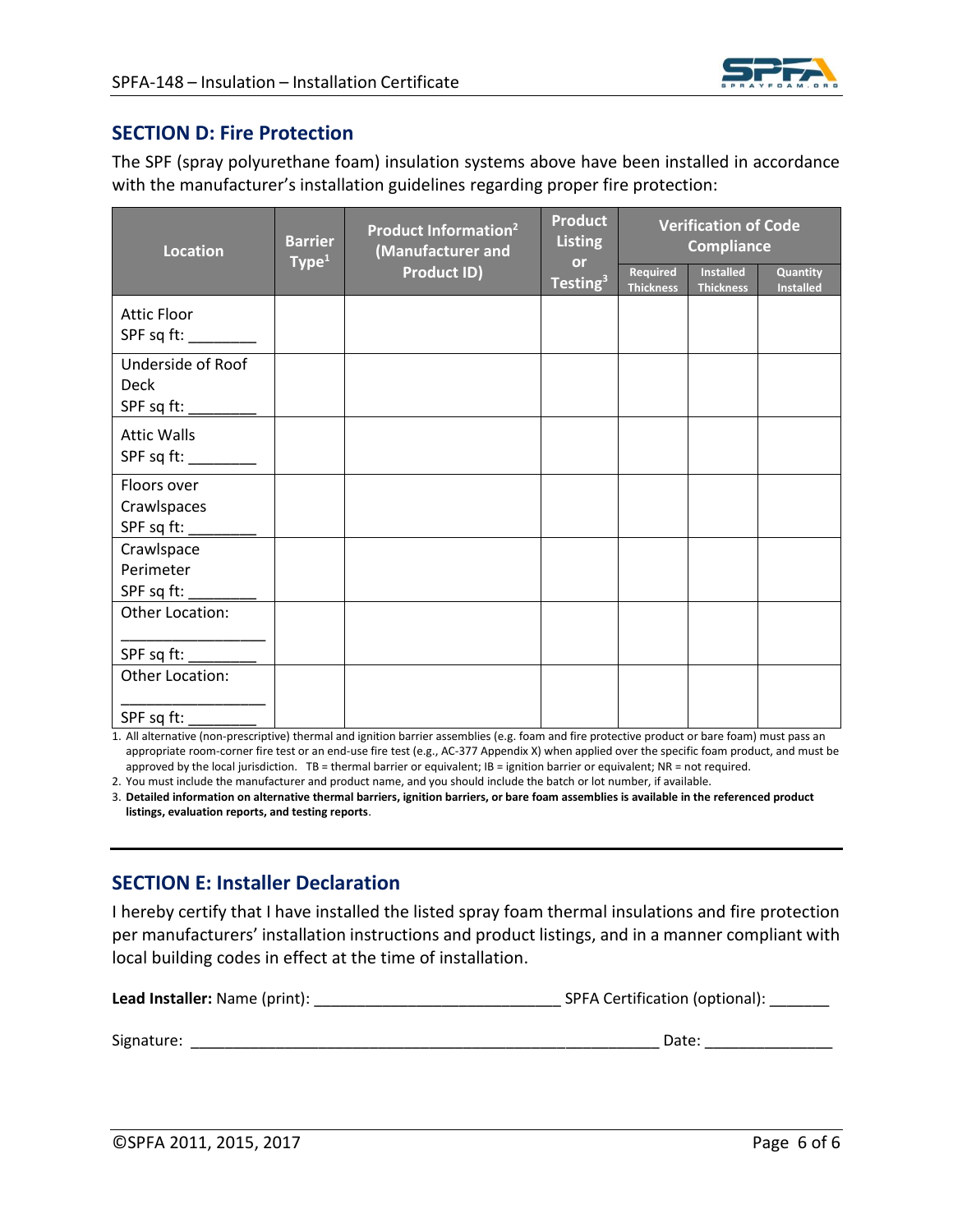## SECTION D: Fire Protection

The SPF (spray polyurethane foam) insulation systems above have been installed in accordance with the manufacturer's installation guidelines regarding proper fire protection:

| Location | Barrier Type[1] | Product Information[2] (Manufacturer and Product ID) | Product Listing or Testing[3] | Verification of Code Compliance | | |
|---|---|---|---|---|---|---|
| | | | | Required Thickness | Installed Thickness | Quantity Installed |
| Attic Floor<br>SPF sq ft: ________ | | | | | | |
| Underside of Roof Deck<br>SPF sq ft: ________ | | | | | | |
| Attic Walls<br>SPF sq ft: ________ | | | | | | |
| Floors over Crawlspaces<br>SPF sq ft: ________ | | | | | | |
| Crawlspace Perimeter<br>SPF sq ft: ________ | | | | | | |
| Other Location:<br>________________<br>SPF sq ft: ________ | | | | | | |
| Other Location:<br>________________<br>SPF sq ft: ________ | | | | | | |

1. All alternative (non-prescriptive) thermal and ignition barrier assemblies (e.g. foam and fire protective product or bare foam) must pass an appropriate room-corner fire test or an end-use fire test (e.g., AC-377 Appendix X) when applied over the specific foam product, and must be approved by the local jurisdiction. TB = thermal barrier or equivalent; IB = ignition barrier or equivalent; NR = not required.
2. You must include the manufacturer and product name, and you should include the batch or lot number, if available.
3. **Detailed information on alternative thermal barriers, ignition barriers, or bare foam assemblies is available in the referenced product listings, evaluation reports, and testing reports**.

## SECTION E: Installer Declaration

I hereby certify that I have installed the listed spray foam thermal insulations and fire protection per manufacturers' installation instructions and product listings, and in a manner compliant with local building codes in effect at the time of installation.

**Lead Installer:** Name (print): ____________________________ SPFA Certification (optional): _______

Signature: ______________________________________________________ Date: _______________

©SPFA 2011, 2015, 2017